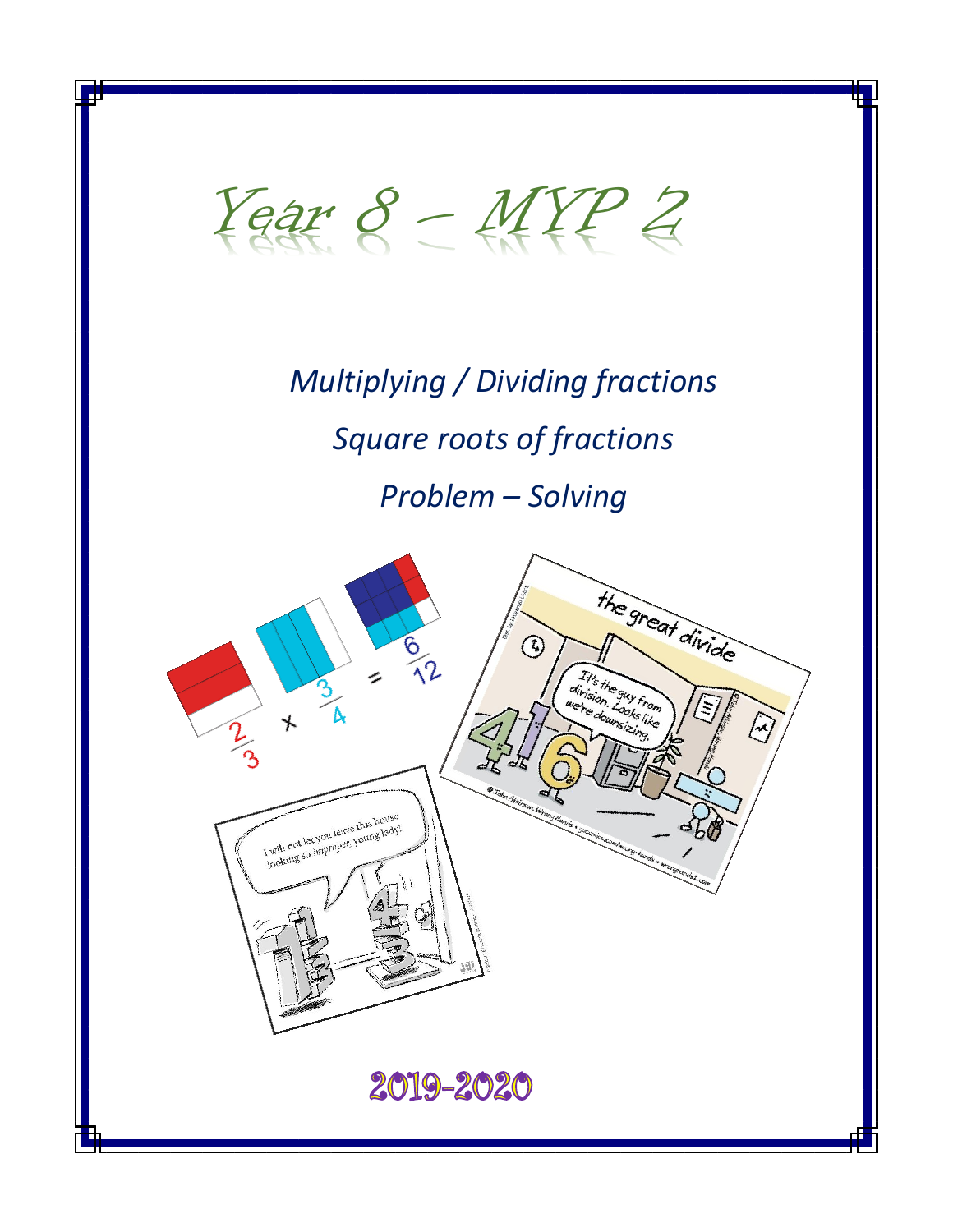# Year 8 – MYP 2

## *Multiplying / Dividing fractions*

## *Square roots of fractions*

## *Problem – Solving*

2019-2020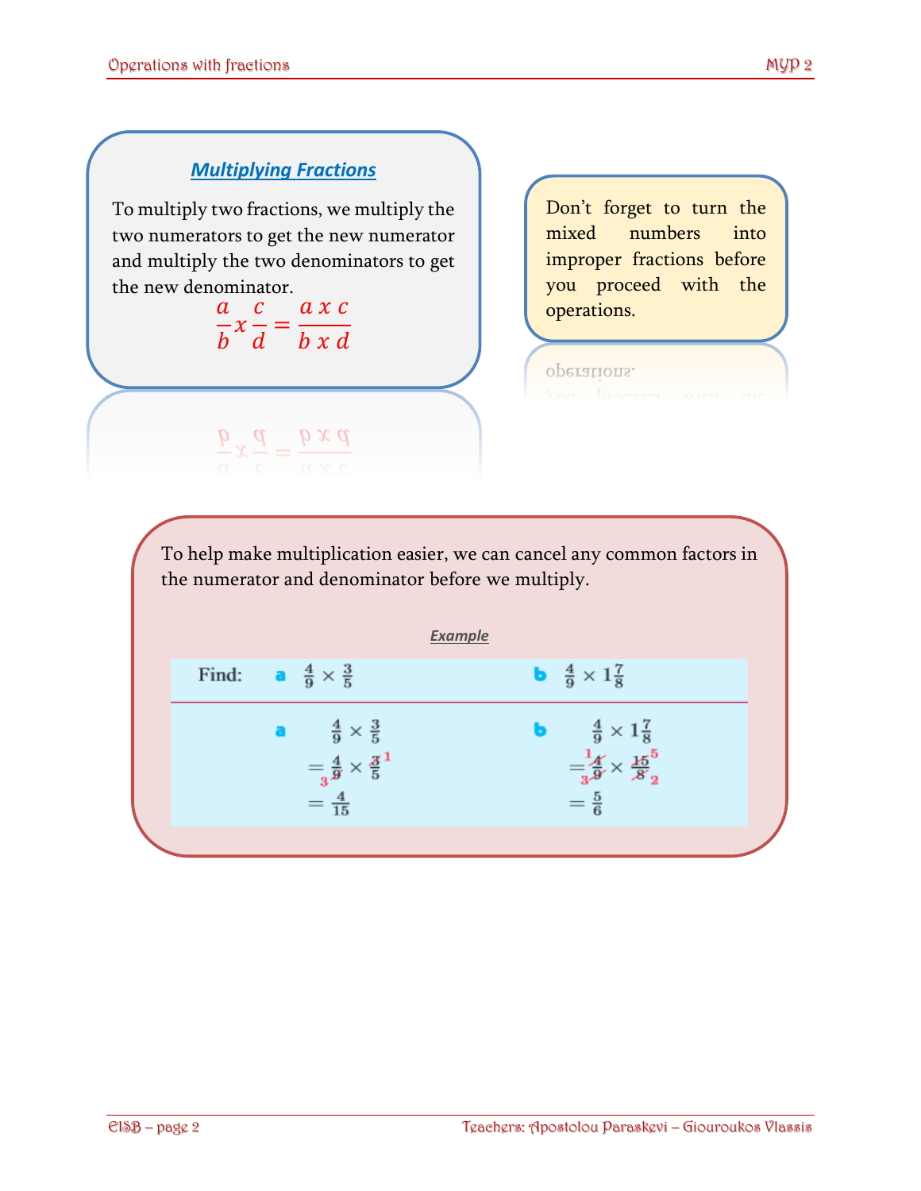## Multiplying Fractions

To multiply two fractions, we multiply the two numerators to get the new numerator and multiply the two denominators to get the new denominator.

$$\frac{a}{b} x \frac{c}{d} = \frac{a\ x\ c}{b\ x\ d}$$

Don't forget to turn the mixed numbers into improper fractions before you proceed with the operations.

To help make multiplication easier, we can cancel any common factors in the numerator and denominator before we multiply.

***Example***

Find: **a** $\frac{4}{9} \times \frac{3}{5}$ **b** $\frac{4}{9} \times 1\frac{7}{8}$

**a**

$$\frac{4}{9} \times \frac{3}{5}$$
$$= \frac{4}{\cancel{9}_{3}} \times \frac{\cancel{3}^{1}}{5}$$
$$= \frac{4}{15}$$

**b**

$$\frac{4}{9} \times 1\frac{7}{8}$$
$$= \frac{\cancel{4}^{1}}{\cancel{9}_{3}} \times \frac{\cancel{15}^{5}}{\cancel{8}_{2}}$$
$$= \frac{5}{6}$$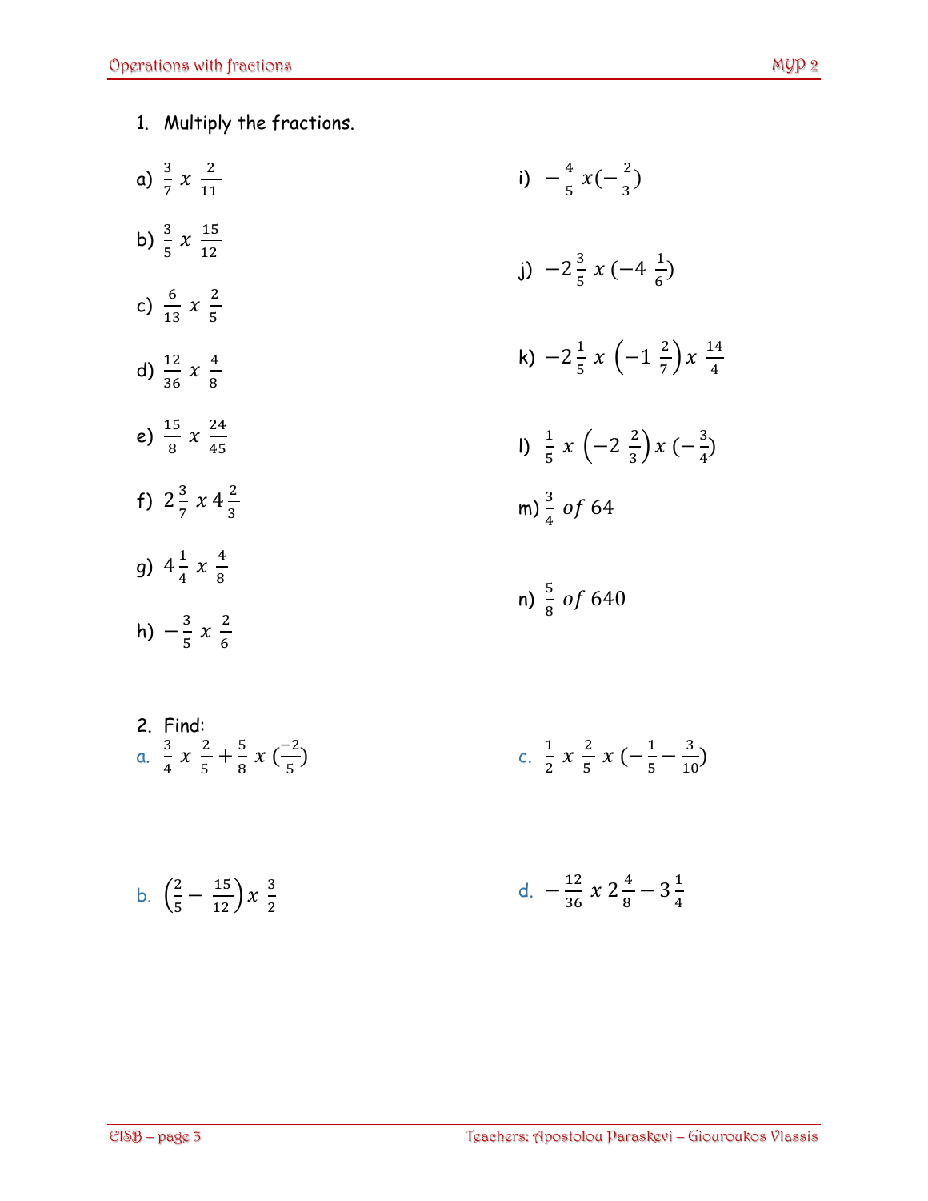1. Multiply the fractions.

a) $\frac{3}{7}\ x\ \frac{2}{11}$

b) $\frac{3}{5}\ x\ \frac{15}{12}$

c) $\frac{6}{13}\ x\ \frac{2}{5}$

d) $\frac{12}{36}\ x\ \frac{4}{8}$

e) $\frac{15}{8}\ x\ \frac{24}{45}$

f) $2\frac{3}{7}\ x\ 4\frac{2}{3}$

g) $4\frac{1}{4}\ x\ \frac{4}{8}$

h) $-\frac{3}{5}\ x\ \frac{2}{6}$

i) $-\frac{4}{5}\ x(-\frac{2}{3})$

j) $-2\frac{3}{5}\ x\ (-4\ \frac{1}{6})$

k) $-2\frac{1}{5}\ x\ \left(-1\ \frac{2}{7}\right) x\ \frac{14}{4}$

l) $\frac{1}{5}\ x\ \left(-2\ \frac{2}{3}\right) x\ (-\frac{3}{4})$

m) $\frac{3}{4}\ of\ 64$

n) $\frac{5}{8}\ of\ 640$

2. Find:

a. $\frac{3}{4}\ x\ \frac{2}{5} + \frac{5}{8}\ x\ (\frac{-2}{5})$

b. $\left(\frac{2}{5} - \frac{15}{12}\right) x\ \frac{3}{2}$

c. $\frac{1}{2}\ x\ \frac{2}{5}\ x\ (-\frac{1}{5} - \frac{3}{10})$

d. $-\frac{12}{36}\ x\ 2\frac{4}{8} - 3\frac{1}{4}$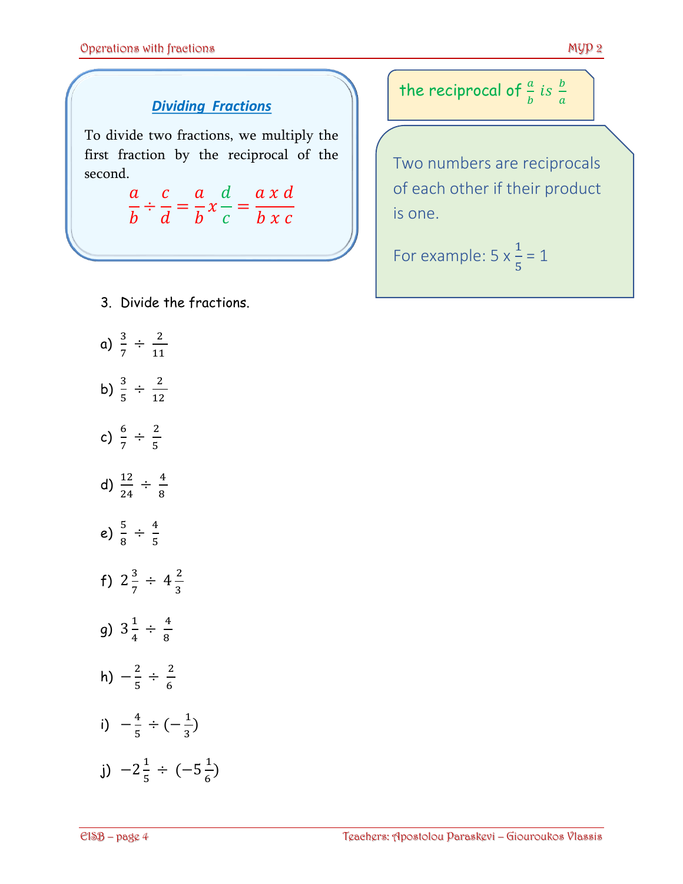### *Dividing Fractions*

To divide two fractions, we multiply the first fraction by the reciprocal of the second.

$$\frac{a}{b} \div \frac{c}{d} = \frac{a}{b} x \frac{d}{c} = \frac{a\ x\ d}{b\ x\ c}$$

the reciprocal of $\frac{a}{b}$ is $\frac{b}{a}$

Two numbers are reciprocals of each other if their product is one.

For example: $5 \times \frac{1}{5} = 1$

3. Divide the fractions.

a) $\frac{3}{7} \div \frac{2}{11}$

b) $\frac{3}{5} \div \frac{2}{12}$

c) $\frac{6}{7} \div \frac{2}{5}$

d) $\frac{12}{24} \div \frac{4}{8}$

e) $\frac{5}{8} \div \frac{4}{5}$

f) $2\frac{3}{7} \div 4\frac{2}{3}$

g) $3\frac{1}{4} \div \frac{4}{8}$

h) $-\frac{2}{5} \div \frac{2}{6}$

i) $-\frac{4}{5} \div (-\frac{1}{3})$

j) $-2\frac{1}{5} \div (-5\frac{1}{6})$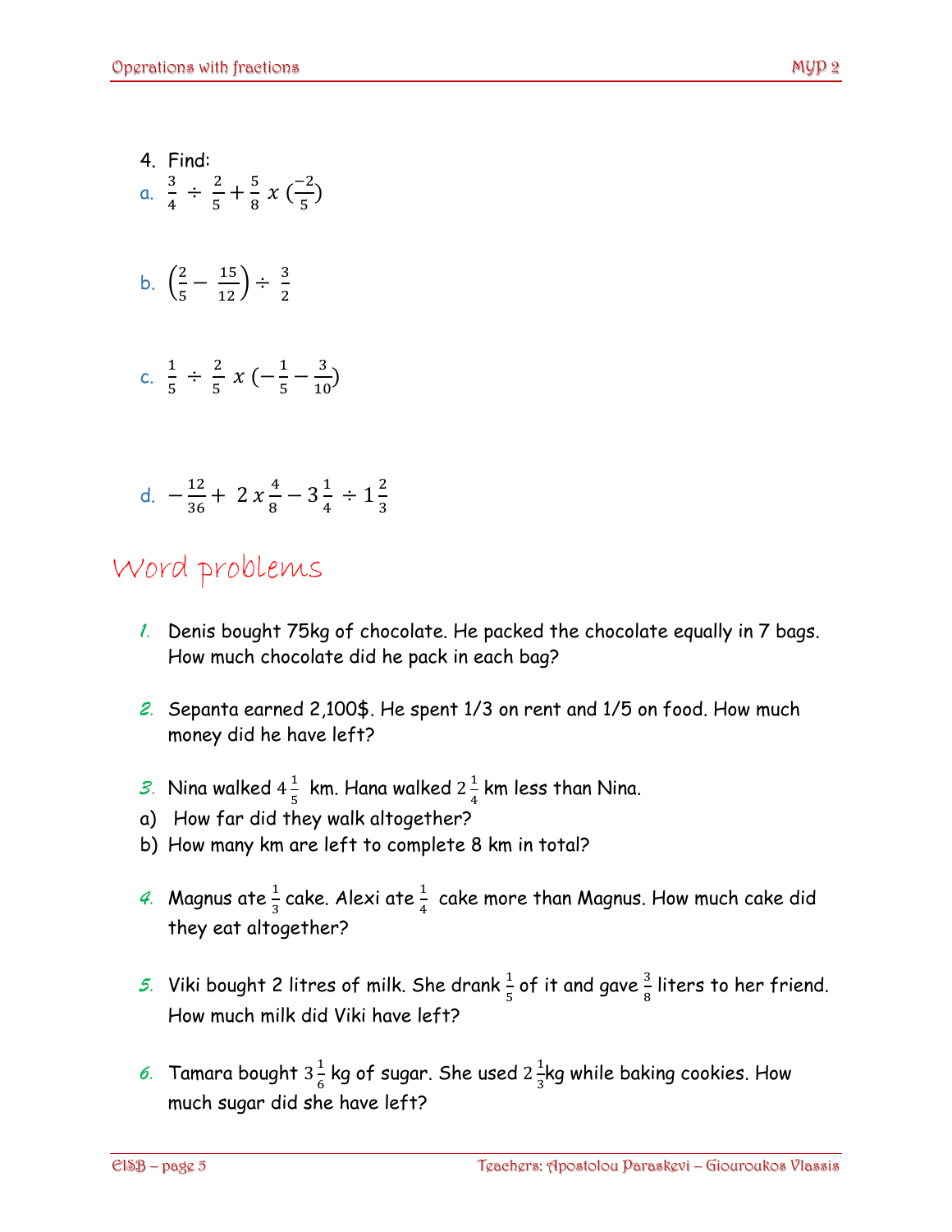4. Find:

a. $\frac{3}{4} \div \frac{2}{5} + \frac{5}{8}\ x\ (\frac{-2}{5})$

b. $\left(\frac{2}{5} - \frac{15}{12}\right) \div \frac{3}{2}$

c. $\frac{1}{5} \div \frac{2}{5}\ x\ (-\frac{1}{5} - \frac{3}{10})$

d. $-\frac{12}{36} + 2\ x\ \frac{4}{8} - 3\frac{1}{4} \div 1\frac{2}{3}$

# Word problems

1. Denis bought 75kg of chocolate. He packed the chocolate equally in 7 bags. How much chocolate did he pack in each bag?

2. Sepanta earned 2,100$. He spent 1/3 on rent and 1/5 on food. How much money did he have left?

3. Nina walked $4\frac{1}{5}$ km. Hana walked $2\frac{1}{4}$ km less than Nina.

a) How far did they walk altogether?

b) How many km are left to complete 8 km in total?

4. Magnus ate $\frac{1}{3}$ cake. Alexi ate $\frac{1}{4}$ cake more than Magnus. How much cake did they eat altogether?

5. Viki bought 2 litres of milk. She drank $\frac{1}{5}$ of it and gave $\frac{3}{8}$ liters to her friend. How much milk did Viki have left?

6. Tamara bought $3\frac{1}{6}$ kg of sugar. She used $2\frac{1}{3}$kg while baking cookies. How much sugar did she have left?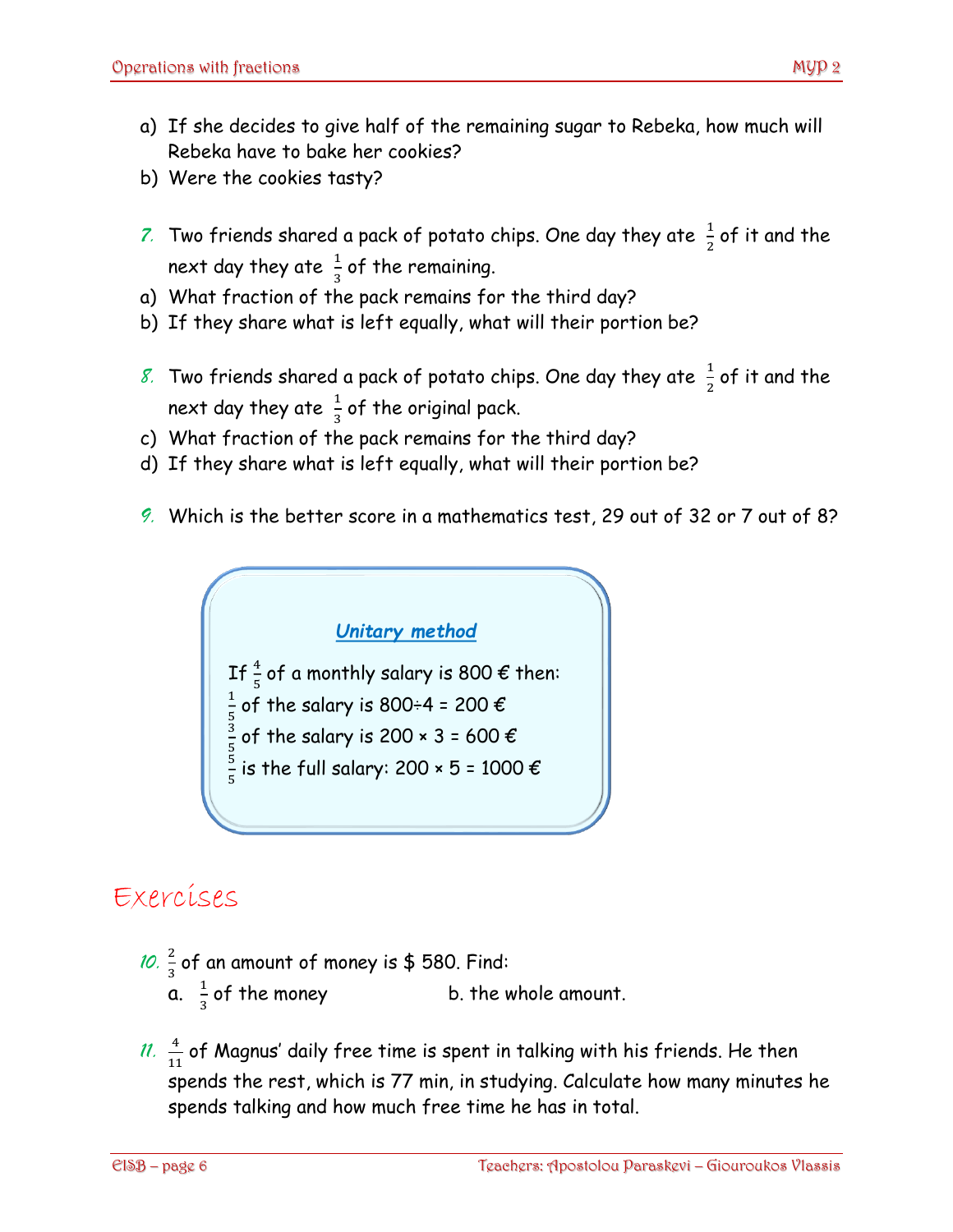a) If she decides to give half of the remaining sugar to Rebeka, how much will Rebeka have to bake her cookies?
b) Were the cookies tasty?

7. Two friends shared a pack of potato chips. One day they ate $\frac{1}{2}$ of it and the next day they ate $\frac{1}{3}$ of the remaining.

a) What fraction of the pack remains for the third day?
b) If they share what is left equally, what will their portion be?

8. Two friends shared a pack of potato chips. One day they ate $\frac{1}{2}$ of it and the next day they ate $\frac{1}{3}$ of the original pack.

c) What fraction of the pack remains for the third day?
d) If they share what is left equally, what will their portion be?

9. Which is the better score in a mathematics test, 29 out of 32 or 7 out of 8?

### *Unitary method*

If $\frac{4}{5}$ of a monthly salary is 800 € then:
$\frac{1}{5}$ of the salary is 800÷4 = 200 €
$\frac{3}{5}$ of the salary is 200 × 3 = 600 €
$\frac{5}{5}$ is the full salary: 200 × 5 = 1000 €

# Exercises

10. $\frac{2}{3}$ of an amount of money is $ 580. Find:
a. $\frac{1}{3}$ of the money
b. the whole amount.

11. $\frac{4}{11}$ of Magnus' daily free time is spent in talking with his friends. He then spends the rest, which is 77 min, in studying. Calculate how many minutes he spends talking and how much free time he has in total.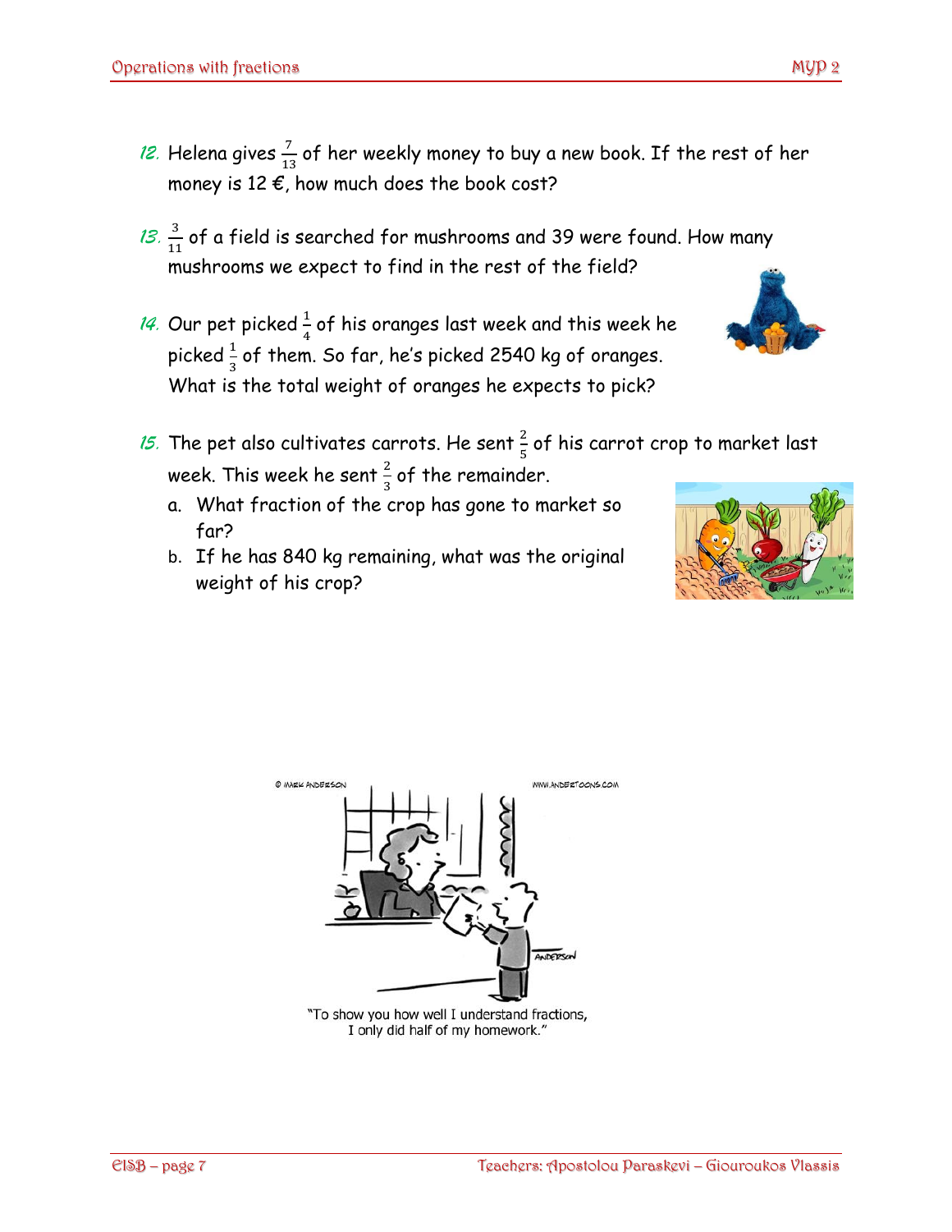12. Helena gives $\frac{7}{13}$ of her weekly money to buy a new book. If the rest of her money is 12 €, how much does the book cost?

13. $\frac{3}{11}$ of a field is searched for mushrooms and 39 were found. How many mushrooms we expect to find in the rest of the field?

14. Our pet picked $\frac{1}{4}$ of his oranges last week and this week he picked $\frac{1}{3}$ of them. So far, he's picked 2540 kg of oranges. What is the total weight of oranges he expects to pick?

15. The pet also cultivates carrots. He sent $\frac{2}{5}$ of his carrot crop to market last week. This week he sent $\frac{2}{3}$ of the remainder.
    a. What fraction of the crop has gone to market so far?
    b. If he has 840 kg remaining, what was the original weight of his crop?

"To show you how well I understand fractions, I only did half of my homework."